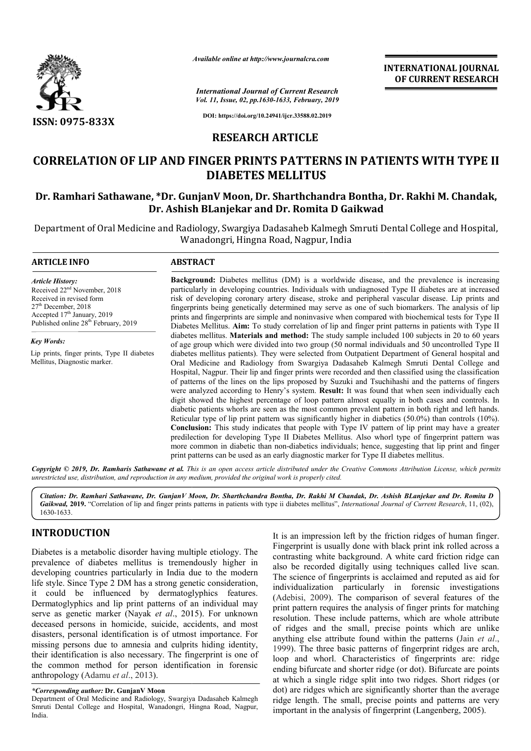ISSN: 0975-833X

*Available online at http://www.journalcra.com*

*International Journal of Current Research*
*Vol. 11, Issue, 02, pp.1630-1633, February, 2019*

**DOI: https://doi.org/10.24941/ijcr.33588.02.2019**

**INTERNATIONAL JOURNAL OF CURRENT RESEARCH**

## RESEARCH ARTICLE

# CORRELATION OF LIP AND FINGER PRINTS PATTERNS IN PATIENTS WITH TYPE II DIABETES MELLITUS

**Dr. Ramhari Sathawane, \*Dr. GunjanV Moon, Dr. Sharthchandra Bontha, Dr. Rakhi M. Chandak, Dr. Ashish BLanjekar and Dr. Romita D Gaikwad**

Department of Oral Medicine and Radiology, Swargiya Dadasaheb Kalmegh Smruti Dental College and Hospital, Wanadongri, Hingna Road, Nagpur, India

### ARTICLE INFO

*Article History:*
Received 22nd November, 2018
Received in revised form
27th December, 2018
Accepted 17th January, 2019
Published online 28th February, 2019

*Key Words:*
Lip prints, finger prints, Type II diabetes Mellitus, Diagnostic marker.

### ABSTRACT

**Background:** Diabetes mellitus (DM) is a worldwide disease, and the prevalence is increasing particularly in developing countries. Individuals with undiagnosed Type II diabetes are at increased risk of developing coronary artery disease, stroke and peripheral vascular disease. Lip prints and fingerprints being genetically determined may serve as one of such biomarkers. The analysis of lip prints and fingerprints are simple and noninvasive when compared with biochemical tests for Type II Diabetes Mellitus. **Aim:** To study correlation of lip and finger print patterns in patients with Type II diabetes mellitus. **Materials and method:** The study sample included 100 subjects in 20 to 60 years of age group which were divided into two group (50 normal individuals and 50 uncontrolled Type II diabetes mellitus patients). They were selected from Outpatient Department of General hospital and Oral Medicine and Radiology from Swargiya Dadasaheb Kalmegh Smruti Dental College and Hospital, Nagpur. Their lip and finger prints were recorded and then classified using the classification of patterns of the lines on the lips proposed by Suzuki and Tsuchihashi and the patterns of fingers were analyzed according to Henry's system. **Result:** It was found that when seen individually each digit showed the highest percentage of loop pattern almost equally in both cases and controls. In diabetic patients whorls are seen as the most common prevalent pattern in both right and left hands. Reticular type of lip print pattern was significantly higher in diabetics (50.0%) than controls (10%). **Conclusion:** This study indicates that people with Type IV pattern of lip print may have a greater predilection for developing Type II Diabetes Mellitus. Also whorl type of fingerprint pattern was more common in diabetic than non-diabetics individuals; hence, suggesting that lip print and finger print patterns can be used as an early diagnostic marker for Type II diabetes mellitus.

***Copyright © 2019, Dr. Ramharis Sathawane et al.*** *This is an open access article distributed under the Creative Commons Attribution License, which permits unrestricted use, distribution, and reproduction in any medium, provided the original work is properly cited.*

***Citation: Dr. Ramhari Sathawane, Dr. GunjanV Moon, Dr. Sharthchandra Bontha, Dr. Rakhi M Chandak, Dr. Ashish BLanjekar and Dr. Romita D Gaikwad, 2019.*** "Correlation of lip and finger prints patterns in patients with type ii diabetes mellitus", *International Journal of Current Research*, 11, (02), 1630-1633.

## INTRODUCTION

Diabetes is a metabolic disorder having multiple etiology. The prevalence of diabetes mellitus is tremendously higher in developing countries particularly in India due to the modern life style. Since Type 2 DM has a strong genetic consideration, it could be influenced by dermatoglyphics features. Dermatoglyphics and lip print patterns of an individual may serve as genetic marker (Nayak *et al*., 2015). For unknown deceased persons in homicide, suicide, accidents, and most disasters, personal identification is of utmost importance. For missing persons due to amnesia and culprits hiding identity, their identification is also necessary. The fingerprint is one of the common method for person identification in forensic anthropology (Adamu *et al*., 2013).

It is an impression left by the friction ridges of human finger. Fingerprint is usually done with black print ink rolled across a contrasting white background. A white card friction ridge can also be recorded digitally using techniques called live scan. The science of fingerprints is acclaimed and reputed as aid for individualization particularly in forensic investigations (Adebisi, 2009). The comparison of several features of the print pattern requires the analysis of finger prints for matching resolution. These include patterns, which are whole attribute of ridges and the small, precise points which are unlike anything else attribute found within the patterns (Jain *et al*., 1999). The three basic patterns of fingerprint ridges are arch, loop and whorl. Characteristics of fingerprints are: ridge ending bifurcate and shorter ridge (or dot). Bifurcate are points at which a single ridge split into two ridges. Short ridges (or dot) are ridges which are significantly shorter than the average ridge length. The small, precise points and patterns are very important in the analysis of fingerprint (Langenberg, 2005).

*\*Corresponding author:* **Dr. GunjanV Moon**
Department of Oral Medicine and Radiology, Swargiya Dadasaheb Kalmegh Smruti Dental College and Hospital, Wanadongri, Hingna Road, Nagpur, India.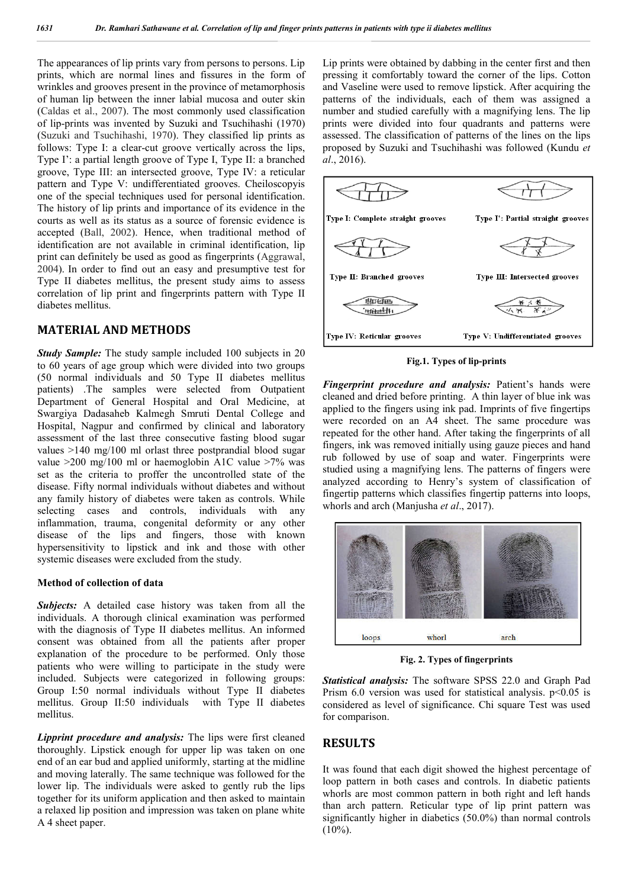The appearances of lip prints vary from persons to persons. Lip prints, which are normal lines and fissures in the form of wrinkles and grooves present in the province of metamorphosis of human lip between the inner labial mucosa and outer skin (Caldas et al., 2007). The most commonly used classification of lip-prints was invented by Suzuki and Tsuchihashi (1970) (Suzuki and Tsuchihashi, 1970). They classified lip prints as follows: Type I: a clear-cut groove vertically across the lips, Type I': a partial length groove of Type I, Type II: a branched groove, Type III: an intersected groove, Type IV: a reticular pattern and Type V: undifferentiated grooves. Cheiloscopyis one of the special techniques used for personal identification. The history of lip prints and importance of its evidence in the courts as well as its status as a source of forensic evidence is accepted (Ball, 2002). Hence, when traditional method of identification are not available in criminal identification, lip print can definitely be used as good as fingerprints (Aggrawal, 2004). In order to find out an easy and presumptive test for Type II diabetes mellitus, the present study aims to assess correlation of lip print and fingerprints pattern with Type II diabetes mellitus.

## MATERIAL AND METHODS

***Study Sample:*** The study sample included 100 subjects in 20 to 60 years of age group which were divided into two groups (50 normal individuals and 50 Type II diabetes mellitus patients) .The samples were selected from Outpatient Department of General Hospital and Oral Medicine, at Swargiya Dadasaheb Kalmegh Smruti Dental College and Hospital, Nagpur and confirmed by clinical and laboratory assessment of the last three consecutive fasting blood sugar values >140 mg/100 ml orlast three postprandial blood sugar value >200 mg/100 ml or haemoglobin A1C value >7% was set as the criteria to proffer the uncontrolled state of the disease. Fifty normal individuals without diabetes and without any family history of diabetes were taken as controls. While selecting cases and controls, individuals with any inflammation, trauma, congenital deformity or any other disease of the lips and fingers, those with known hypersensitivity to lipstick and ink and those with other systemic diseases were excluded from the study.

### Method of collection of data

***Subjects:*** A detailed case history was taken from all the individuals. A thorough clinical examination was performed with the diagnosis of Type II diabetes mellitus. An informed consent was obtained from all the patients after proper explanation of the procedure to be performed. Only those patients who were willing to participate in the study were included. Subjects were categorized in following groups: Group I:50 normal individuals without Type II diabetes mellitus. Group II:50 individuals with Type II diabetes mellitus.

***Lipprint procedure and analysis:*** The lips were first cleaned thoroughly. Lipstick enough for upper lip was taken on one end of an ear bud and applied uniformly, starting at the midline and moving laterally. The same technique was followed for the lower lip. The individuals were asked to gently rub the lips together for its uniform application and then asked to maintain a relaxed lip position and impression was taken on plane white A 4 sheet paper.

Lip prints were obtained by dabbing in the center first and then pressing it comfortably toward the corner of the lips. Cotton and Vaseline were used to remove lipstick. After acquiring the patterns of the individuals, each of them was assigned a number and studied carefully with a magnifying lens. The lip prints were divided into four quadrants and patterns were assessed. The classification of patterns of the lines on the lips proposed by Suzuki and Tsuchihashi was followed (Kundu *et al*., 2016).

Type I: Complete straight grooves | Type I': Partial straight grooves | Type II: Branched grooves | Type III: Intersected grooves | Type IV: Reticular grooves | Type V: Undifferentiated grooves

**Fig.1. Types of lip-prints**

***Fingerprint procedure and analysis:*** Patient's hands were cleaned and dried before printing. A thin layer of blue ink was applied to the fingers using ink pad. Imprints of five fingertips were recorded on an A4 sheet. The same procedure was repeated for the other hand. After taking the fingerprints of all fingers, ink was removed initially using gauze pieces and hand rub followed by use of soap and water. Fingerprints were studied using a magnifying lens. The patterns of fingers were analyzed according to Henry's system of classification of fingertip patterns which classifies fingertip patterns into loops, whorls and arch (Manjusha *et al*., 2017).

loops | whorl | arch

**Fig. 2. Types of fingerprints**

***Statistical analysis:*** The software SPSS 22.0 and Graph Pad Prism 6.0 version was used for statistical analysis. $p<0.05$ is considered as level of significance. Chi square Test was used for comparison.

## RESULTS

It was found that each digit showed the highest percentage of loop pattern in both cases and controls. In diabetic patients whorls are most common pattern in both right and left hands than arch pattern. Reticular type of lip print pattern was significantly higher in diabetics (50.0%) than normal controls (10%).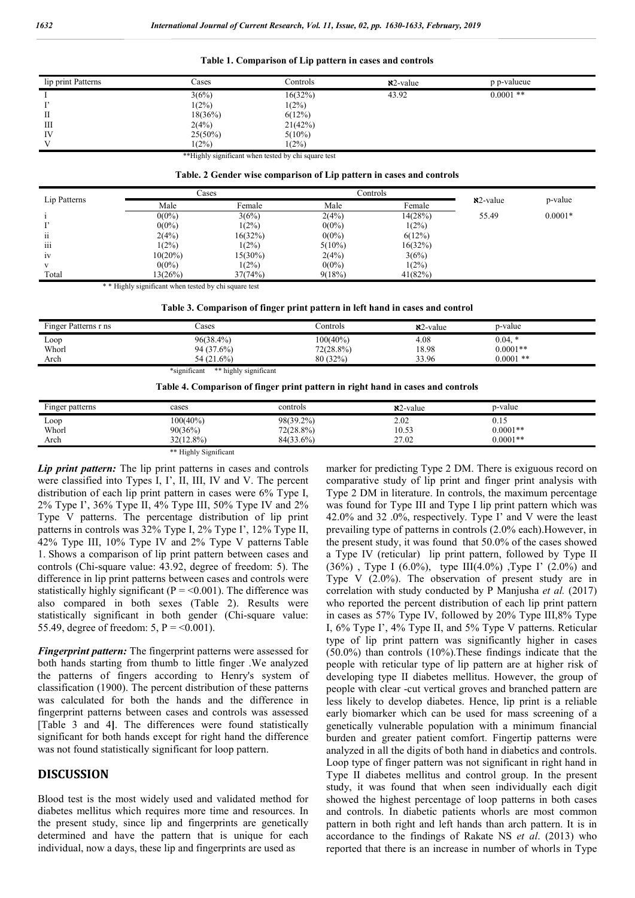**Table 1. Comparison of Lip pattern in cases and controls**

| lip print Patterns | Cases | Controls | ℵ2-value | p p-valueue |
|---|---|---|---|---|
| I | 3(6%) | 16(32%) | 43.92 | 0.0001 ** |
| I' | 1(2%) | 1(2%) | | |
| II | 18(36%) | 6(12%) | | |
| III | 2(4%) | 21(42%) | | |
| IV | 25(50%) | 5(10%) | | |
| V | 1(2%) | 1(2%) | | |

**Highly significant when tested by chi square test

**Table. 2 Gender wise comparison of Lip pattern in cases and controls**

| Lip Patterns | Cases | | Controls | | ℵ2-value | p-value |
|---|---|---|---|---|---|---|
| | Male | Female | Male | Female | | |
| i | 0(0%) | 3(6%) | 2(4%) | 14(28%) | 55.49 | 0.0001* |
| I' | 0(0%) | 1(2%) | 0(0%) | 1(2%) | | |
| ii | 2(4%) | 16(32%) | 0(0%) | 6(12%) | | |
| iii | 1(2%) | 1(2%) | 5(10%) | 16(32%) | | |
| iv | 10(20%) | 15(30%) | 2(4%) | 3(6%) | | |
| v | 0(0%) | 1(2%) | 0(0%) | 1(2%) | | |
| Total | 13(26%) | 37(74%) | 9(18%) | 41(82%) | | |

* * Highly significant when tested by chi square test

**Table 3. Comparison of finger print pattern in left hand in cases and control**

| Finger Patterns r ns | Cases | Controls | ℵ2-value | p-value |
|---|---|---|---|---|
| Loop | 96(38.4%) | 100(40%) | 4.08 | 0.04, * |
| Whorl | 94 (37.6%) | 72(28.8%) | 18.98 | 0.0001** |
| Arch | 54 (21.6%) | 80 (32%) | 33.96 | 0.0001 ** |

*significant ** highly significant

**Table 4. Comparison of finger print pattern in right hand in cases and controls**

| Finger patterns | cases | controls | ℵ2-value | p-value |
|---|---|---|---|---|
| Loop | 100(40%) | 98(39.2%) | 2.02 | 0.15 |
| Whorl | 90(36%) | 72(28.8%) | 10.53 | 0.0001** |
| Arch | 32(12.8%) | 84(33.6%) | 27.02 | 0.0001** |

** Highly Significant

***Lip print pattern:*** The lip print patterns in cases and controls were classified into Types I, I', II, III, IV and V. The percent distribution of each lip print pattern in cases were 6% Type I, 2% Type I', 36% Type II, 4% Type III, 50% Type IV and 2% Type V patterns. The percentage distribution of lip print patterns in controls was 32% Type I, 2% Type I', 12% Type II, 42% Type III, 10% Type IV and 2% Type V patterns Table 1. Shows a comparison of lip print pattern between cases and controls (Chi-square value: 43.92, degree of freedom: 5). The difference in lip print patterns between cases and controls were statistically highly significant (P = <0.001). The difference was also compared in both sexes (Table 2). Results were statistically significant in both gender (Chi-square value: 55.49, degree of freedom: 5, P = <0.001).

***Fingerprint pattern:*** The fingerprint patterns were assessed for both hands starting from thumb to little finger .We analyzed the patterns of fingers according to Henry's system of classification (1900). The percent distribution of these patterns was calculated for both the hands and the difference in fingerprint patterns between cases and controls was assessed [Table 3 and 4]. The differences were found statistically significant for both hands except for right hand the difference was not found statistically significant for loop pattern.

## DISCUSSION

Blood test is the most widely used and validated method for diabetes mellitus which requires more time and resources. In the present study, since lip and fingerprints are genetically determined and have the pattern that is unique for each individual, now a days, these lip and fingerprints are used as marker for predicting Type 2 DM. There is exiguous record on comparative study of lip print and finger print analysis with Type 2 DM in literature. In controls, the maximum percentage was found for Type III and Type I lip print pattern which was 42.0% and 32 .0%, respectively. Type I' and V were the least prevailing type of patterns in controls (2.0% each).However, in the present study, it was found that 50.0% of the cases showed a Type IV (reticular) lip print pattern, followed by Type II (36%) , Type I (6.0%), type III(4.0%) ,Type I' (2.0%) and Type V (2.0%). The observation of present study are in correlation with study conducted by P Manjusha *et al.* (2017) who reported the percent distribution of each lip print pattern in cases as 57% Type IV, followed by 20% Type III,8% Type I, 6% Type I', 4% Type II, and 5% Type V patterns. Reticular type of lip print pattern was significantly higher in cases (50.0%) than controls (10%).These findings indicate that the people with reticular type of lip pattern are at higher risk of developing type II diabetes mellitus. However, the group of people with clear -cut vertical groves and branched pattern are less likely to develop diabetes. Hence, lip print is a reliable early biomarker which can be used for mass screening of a genetically vulnerable population with a minimum financial burden and greater patient comfort. Fingertip patterns were analyzed in all the digits of both hand in diabetics and controls. Loop type of finger pattern was not significant in right hand in Type II diabetes mellitus and control group. In the present study, it was found that when seen individually each digit showed the highest percentage of loop patterns in both cases and controls. In diabetic patients whorls are most common pattern in both right and left hands than arch pattern. It is in accordance to the findings of Rakate NS *et al*. (2013) who reported that there is an increase in number of whorls in Type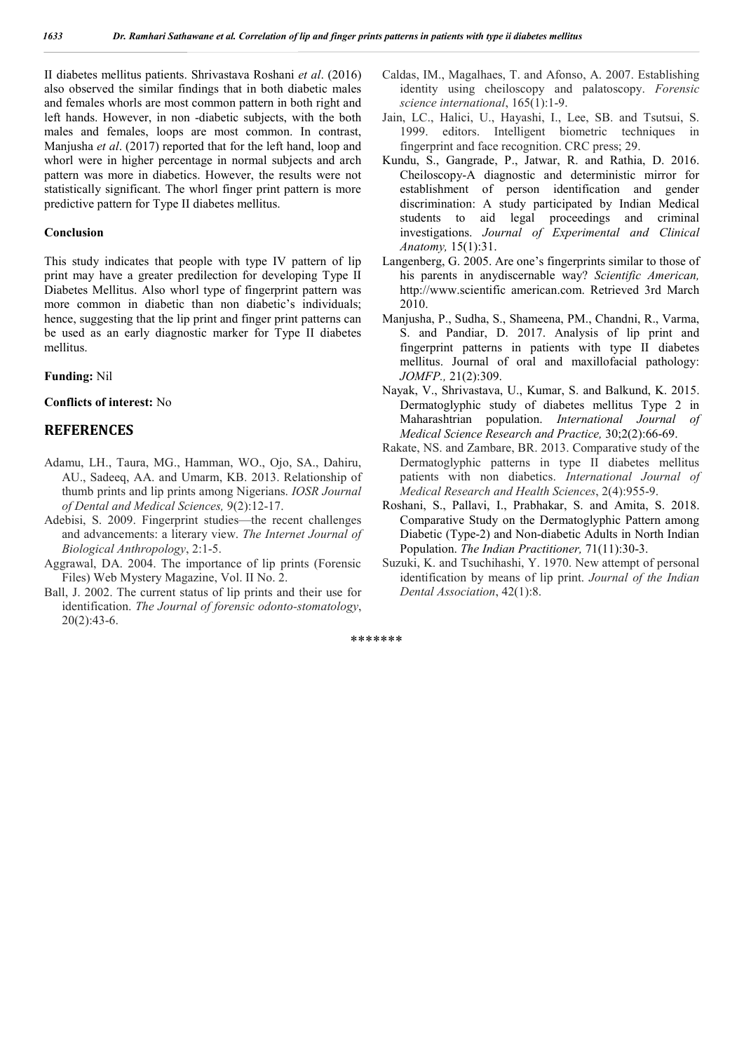II diabetes mellitus patients. Shrivastava Roshani *et al*. (2016) also observed the similar findings that in both diabetic males and females whorls are most common pattern in both right and left hands. However, in non -diabetic subjects, with the both males and females, loops are most common. In contrast, Manjusha *et al*. (2017) reported that for the left hand, loop and whorl were in higher percentage in normal subjects and arch pattern was more in diabetics. However, the results were not statistically significant. The whorl finger print pattern is more predictive pattern for Type II diabetes mellitus.

### Conclusion

This study indicates that people with type IV pattern of lip print may have a greater predilection for developing Type II Diabetes Mellitus. Also whorl type of fingerprint pattern was more common in diabetic than non diabetic's individuals; hence, suggesting that the lip print and finger print patterns can be used as an early diagnostic marker for Type II diabetes mellitus.

**Funding:** Nil

**Conflicts of interest:** No

## REFERENCES

- Adamu, LH., Taura, MG., Hamman, WO., Ojo, SA., Dahiru, AU., Sadeeq, AA. and Umarm, KB. 2013. Relationship of thumb prints and lip prints among Nigerians. *IOSR Journal of Dental and Medical Sciences,* 9(2):12-17.
- Adebisi, S. 2009. Fingerprint studies—the recent challenges and advancements: a literary view. *The Internet Journal of Biological Anthropology*, 2:1-5.
- Aggrawal, DA. 2004. The importance of lip prints (Forensic Files) Web Mystery Magazine, Vol. II No. 2.
- Ball, J. 2002. The current status of lip prints and their use for identification. *The Journal of forensic odonto-stomatology*, 20(2):43-6.
- Caldas, IM., Magalhaes, T. and Afonso, A. 2007. Establishing identity using cheiloscopy and palatoscopy. *Forensic science international*, 165(1):1-9.
- Jain, LC., Halici, U., Hayashi, I., Lee, SB. and Tsutsui, S. 1999. editors. Intelligent biometric techniques in fingerprint and face recognition. CRC press; 29.
- Kundu, S., Gangrade, P., Jatwar, R. and Rathia, D. 2016. Cheiloscopy-A diagnostic and deterministic mirror for establishment of person identification and gender discrimination: A study participated by Indian Medical students to aid legal proceedings and criminal investigations. *Journal of Experimental and Clinical Anatomy,* 15(1):31.
- Langenberg, G. 2005. Are one's fingerprints similar to those of his parents in anydiscernable way? *Scientific American,* http://www.scientific american.com. Retrieved 3rd March 2010.
- Manjusha, P., Sudha, S., Shameena, PM., Chandni, R., Varma, S. and Pandiar, D. 2017. Analysis of lip print and fingerprint patterns in patients with type II diabetes mellitus. Journal of oral and maxillofacial pathology: *JOMFP.,* 21(2):309.
- Nayak, V., Shrivastava, U., Kumar, S. and Balkund, K. 2015. Dermatoglyphic study of diabetes mellitus Type 2 in Maharashtrian population. *International Journal of Medical Science Research and Practice,* 30;2(2):66-69.
- Rakate, NS. and Zambare, BR. 2013. Comparative study of the Dermatoglyphic patterns in type II diabetes mellitus patients with non diabetics. *International Journal of Medical Research and Health Sciences*, 2(4):955-9.
- Roshani, S., Pallavi, I., Prabhakar, S. and Amita, S. 2018. Comparative Study on the Dermatoglyphic Pattern among Diabetic (Type-2) and Non-diabetic Adults in North Indian Population. *The Indian Practitioner,* 71(11):30-3.
- Suzuki, K. and Tsuchihashi, Y. 1970. New attempt of personal identification by means of lip print. *Journal of the Indian Dental Association*, 42(1):8.

*******